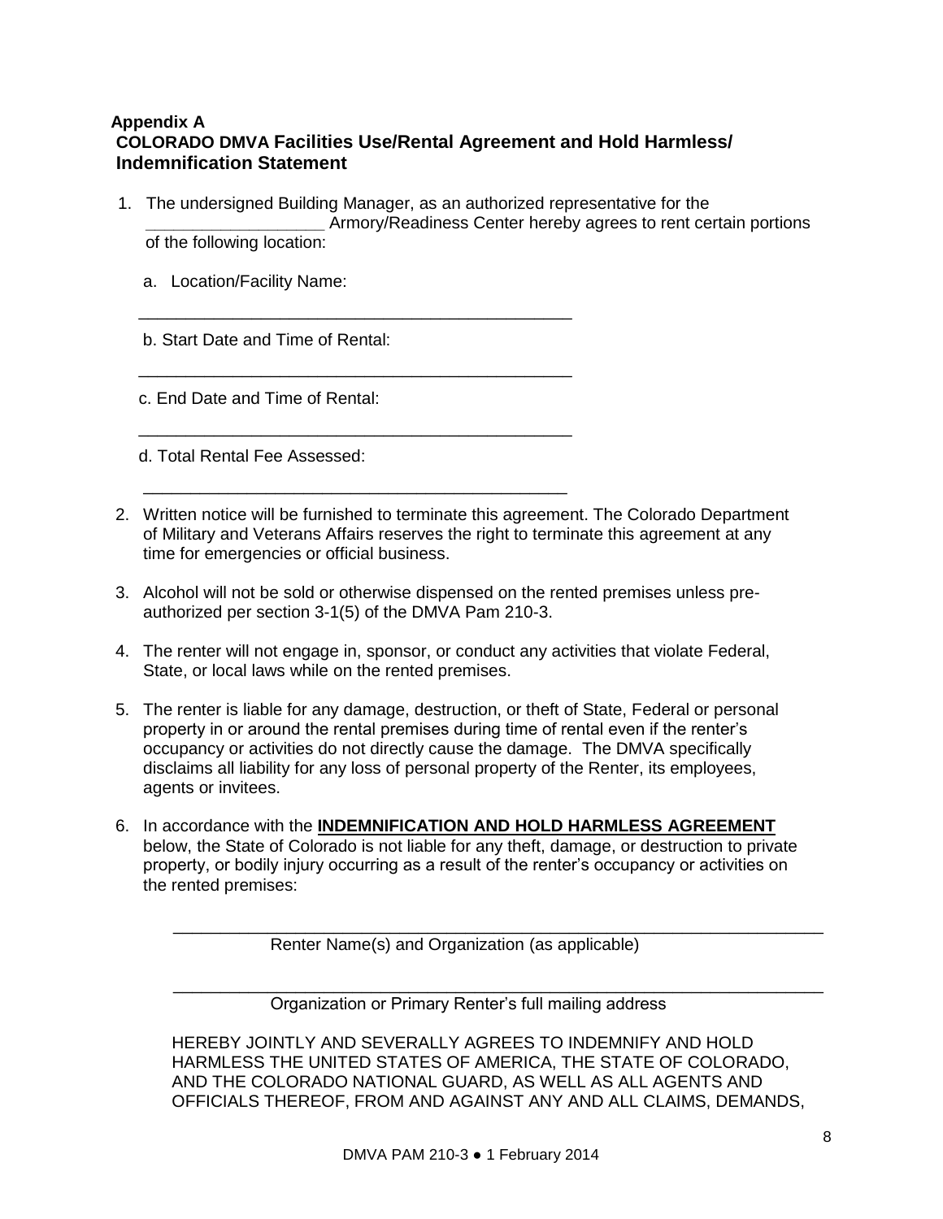**Appendix A**

## COLORADO DMVA Facilities Use/Rental Agreement and Hold Harmless/ Indemnification Statement

1. The undersigned Building Manager, as an authorized representative for the ___________________ Armory/Readiness Center hereby agrees to rent certain portions of the following location:

   a. Location/Facility Name:

   _______________________________________________

   b. Start Date and Time of Rental:

   _______________________________________________

   c. End Date and Time of Rental:

   _______________________________________________

   d. Total Rental Fee Assessed:

   _______________________________________________

2. Written notice will be furnished to terminate this agreement. The Colorado Department of Military and Veterans Affairs reserves the right to terminate this agreement at any time for emergencies or official business.

3. Alcohol will not be sold or otherwise dispensed on the rented premises unless pre-authorized per section 3-1(5) of the DMVA Pam 210-3.

4. The renter will not engage in, sponsor, or conduct any activities that violate Federal, State, or local laws while on the rented premises.

5. The renter is liable for any damage, destruction, or theft of State, Federal or personal property in or around the rental premises during time of rental even if the renter's occupancy or activities do not directly cause the damage. The DMVA specifically disclaims all liability for any loss of personal property of the Renter, its employees, agents or invitees.

6. In accordance with the **INDEMNIFICATION AND HOLD HARMLESS AGREEMENT** below, the State of Colorado is not liable for any theft, damage, or destruction to private property, or bodily injury occurring as a result of the renter's occupancy or activities on the rented premises:

   _______________________________________________________________
   Renter Name(s) and Organization (as applicable)

   _______________________________________________________________
   Organization or Primary Renter's full mailing address

   HEREBY JOINTLY AND SEVERALLY AGREES TO INDEMNIFY AND HOLD HARMLESS THE UNITED STATES OF AMERICA, THE STATE OF COLORADO, AND THE COLORADO NATIONAL GUARD, AS WELL AS ALL AGENTS AND OFFICIALS THEREOF, FROM AND AGAINST ANY AND ALL CLAIMS, DEMANDS,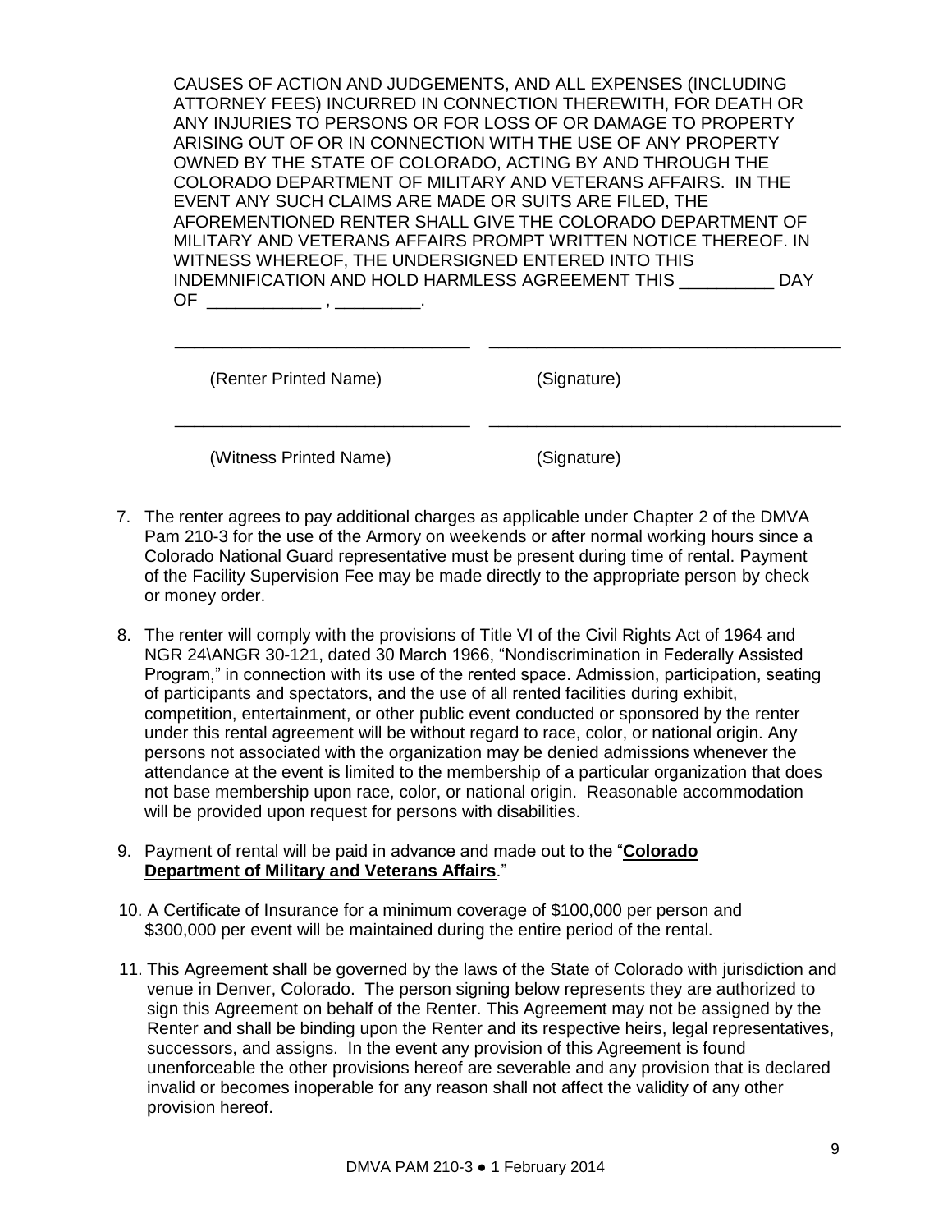CAUSES OF ACTION AND JUDGEMENTS, AND ALL EXPENSES (INCLUDING ATTORNEY FEES) INCURRED IN CONNECTION THEREWITH, FOR DEATH OR ANY INJURIES TO PERSONS OR FOR LOSS OF OR DAMAGE TO PROPERTY ARISING OUT OF OR IN CONNECTION WITH THE USE OF ANY PROPERTY OWNED BY THE STATE OF COLORADO, ACTING BY AND THROUGH THE COLORADO DEPARTMENT OF MILITARY AND VETERANS AFFAIRS. IN THE EVENT ANY SUCH CLAIMS ARE MADE OR SUITS ARE FILED, THE AFOREMENTIONED RENTER SHALL GIVE THE COLORADO DEPARTMENT OF MILITARY AND VETERANS AFFAIRS PROMPT WRITTEN NOTICE THEREOF. IN WITNESS WHEREOF, THE UNDERSIGNED ENTERED INTO THIS INDEMNIFICATION AND HOLD HARMLESS AGREEMENT THIS __________ DAY OF ____________ , _________.

_______________________________ &nbsp;&nbsp;&nbsp; ____________________________________

(Renter Printed Name) &nbsp;&nbsp;&nbsp; (Signature)

_______________________________ &nbsp;&nbsp;&nbsp; ____________________________________

(Witness Printed Name) &nbsp;&nbsp;&nbsp; (Signature)

7. The renter agrees to pay additional charges as applicable under Chapter 2 of the DMVA Pam 210-3 for the use of the Armory on weekends or after normal working hours since a Colorado National Guard representative must be present during time of rental. Payment of the Facility Supervision Fee may be made directly to the appropriate person by check or money order.

8. The renter will comply with the provisions of Title VI of the Civil Rights Act of 1964 and NGR 24\ANGR 30-121, dated 30 March 1966, "Nondiscrimination in Federally Assisted Program," in connection with its use of the rented space. Admission, participation, seating of participants and spectators, and the use of all rented facilities during exhibit, competition, entertainment, or other public event conducted or sponsored by the renter under this rental agreement will be without regard to race, color, or national origin. Any persons not associated with the organization may be denied admissions whenever the attendance at the event is limited to the membership of a particular organization that does not base membership upon race, color, or national origin. Reasonable accommodation will be provided upon request for persons with disabilities.

9. Payment of rental will be paid in advance and made out to the "**Colorado Department of Military and Veterans Affairs**."

10. A Certificate of Insurance for a minimum coverage of $100,000 per person and $300,000 per event will be maintained during the entire period of the rental.

11. This Agreement shall be governed by the laws of the State of Colorado with jurisdiction and venue in Denver, Colorado. The person signing below represents they are authorized to sign this Agreement on behalf of the Renter. This Agreement may not be assigned by the Renter and shall be binding upon the Renter and its respective heirs, legal representatives, successors, and assigns. In the event any provision of this Agreement is found unenforceable the other provisions hereof are severable and any provision that is declared invalid or becomes inoperable for any reason shall not affect the validity of any other provision hereof.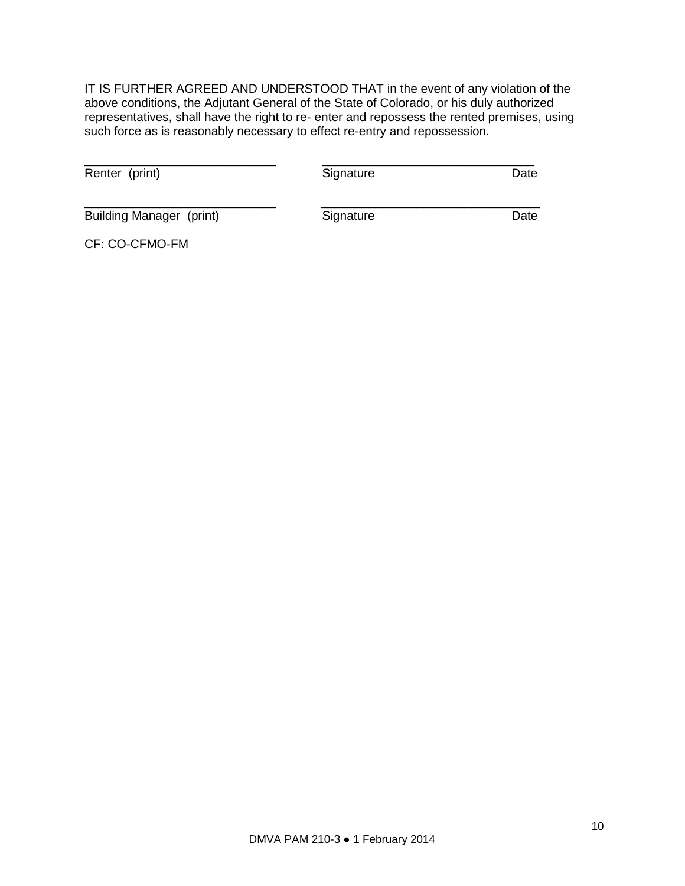IT IS FURTHER AGREED AND UNDERSTOOD THAT in the event of any violation of the above conditions, the Adjutant General of the State of Colorado, or his duly authorized representatives, shall have the right to re- enter and repossess the rented premises, using such force as is reasonably necessary to effect re-entry and repossession.

| \_\_\_\_\_\_\_\_\_\_\_\_\_\_\_\_\_\_\_\_\_\_\_\_\_\_\_\_\_\_ | \_\_\_\_\_\_\_\_\_\_\_\_\_\_\_\_\_\_\_\_\_\_\_\_\_\_\_\_\_\_\_\_\_ | |
|---|---|---|
| Renter (print) | Signature | Date |
| \_\_\_\_\_\_\_\_\_\_\_\_\_\_\_\_\_\_\_\_\_\_\_\_\_\_\_\_\_\_ | \_\_\_\_\_\_\_\_\_\_\_\_\_\_\_\_\_\_\_\_\_\_\_\_\_\_\_\_\_\_\_\_\_ | |
| Building Manager (print) | Signature | Date |

CF: CO-CFMO-FM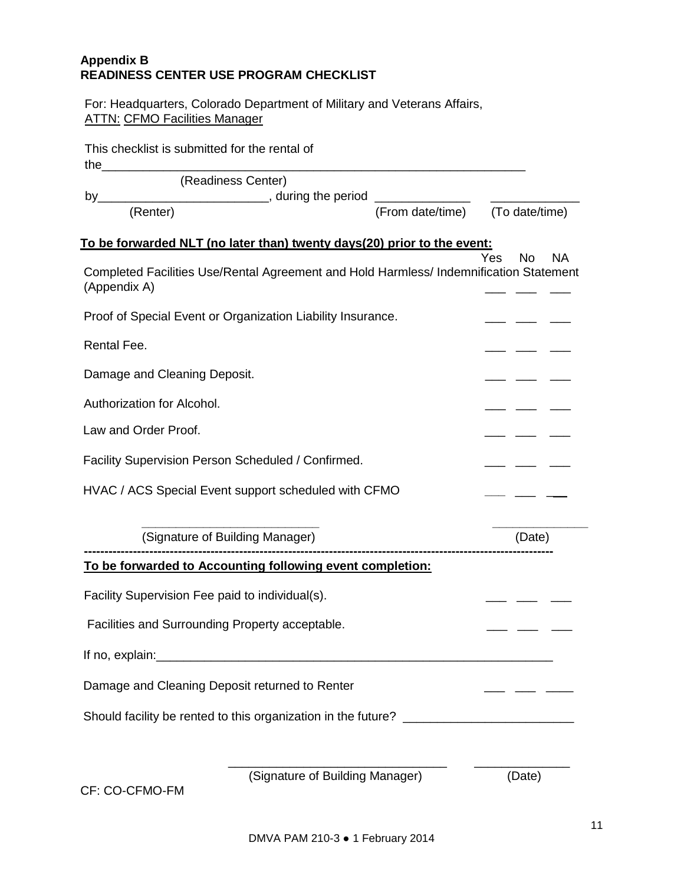**Appendix B**
**READINESS CENTER USE PROGRAM CHECKLIST**

For: Headquarters, Colorado Department of Military and Veterans Affairs,
ATTN: CFMO Facilities Manager

This checklist is submitted for the rental of the_______________________________________________________________
(Readiness Center)
by________________________, during the period ______________ _____________
(Renter) (From date/time) (To date/time)

**To be forwarded NLT (no later than) twenty days(20) prior to the event:**

| | Yes | No | NA |
|---|---|---|---|
| Completed Facilities Use/Rental Agreement and Hold Harmless/ Indemnification Statement (Appendix A) | ___ | ___ | ___ |
| Proof of Special Event or Organization Liability Insurance. | ___ | ___ | ___ |
| Rental Fee. | ___ | ___ | ___ |
| Damage and Cleaning Deposit. | ___ | ___ | ___ |
| Authorization for Alcohol. | ___ | ___ | ___ |
| Law and Order Proof. | ___ | ___ | ___ |
| Facility Supervision Person Scheduled / Confirmed. | ___ | ___ | ___ |
| HVAC / ACS Special Event support scheduled with CFMO | ___ | ___ | ___ |

_________________________ _____________
(Signature of Building Manager) (Date)

---

**To be forwarded to Accounting following event completion:**

| | | | |
|---|---|---|---|
| Facility Supervision Fee paid to individual(s). | ___ | ___ | ___ |
| Facilities and Surrounding Property acceptable. | ___ | ___ | ___ |

If no, explain:___________________________________________________________

| | | | |
|---|---|---|---|
| Damage and Cleaning Deposit returned to Renter | ___ | ___ | ____ |

Should facility be rented to this organization in the future? ________________________

_______________________________ _____________
(Signature of Building Manager) (Date)

CF: CO-CFMO-FM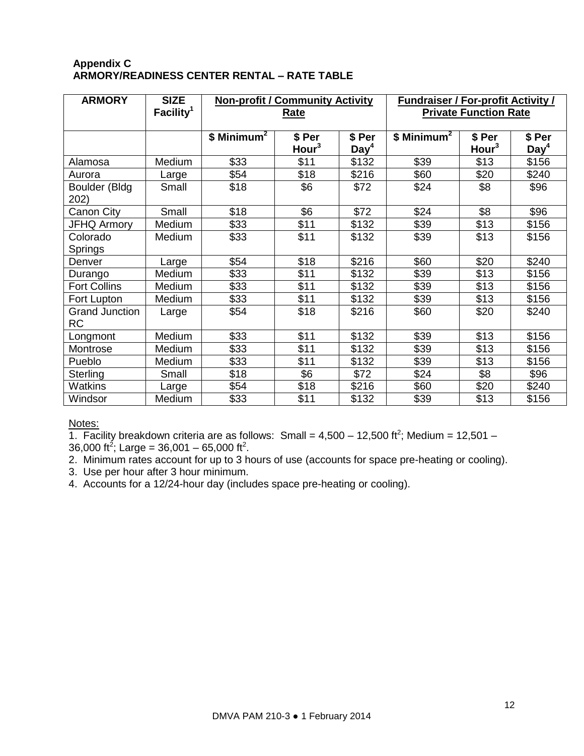**Appendix C**
**ARMORY/READINESS CENTER RENTAL – RATE TABLE**

| ARMORY | SIZE Facility[1] | Non-profit / Community Activity Rate | | | Fundraiser / For-profit Activity / Private Function Rate | | |
|---|---|---|---|---|---|---|---|
| | | $ Minimum[2] | $ Per Hour[3] | $ Per Day[4] | $ Minimum[2] | $ Per Hour[3] | $ Per Day[4] |
| Alamosa | Medium | $33 | $11 | $132 | $39 | $13 | $156 |
| Aurora | Large | $54 | $18 | $216 | $60 | $20 | $240 |
| Boulder (Bldg 202) | Small | $18 | $6 | $72 | $24 | $8 | $96 |
| Canon City | Small | $18 | $6 | $72 | $24 | $8 | $96 |
| JFHQ Armory | Medium | $33 | $11 | $132 | $39 | $13 | $156 |
| Colorado Springs | Medium | $33 | $11 | $132 | $39 | $13 | $156 |
| Denver | Large | $54 | $18 | $216 | $60 | $20 | $240 |
| Durango | Medium | $33 | $11 | $132 | $39 | $13 | $156 |
| Fort Collins | Medium | $33 | $11 | $132 | $39 | $13 | $156 |
| Fort Lupton | Medium | $33 | $11 | $132 | $39 | $13 | $156 |
| Grand Junction RC | Large | $54 | $18 | $216 | $60 | $20 | $240 |
| Longmont | Medium | $33 | $11 | $132 | $39 | $13 | $156 |
| Montrose | Medium | $33 | $11 | $132 | $39 | $13 | $156 |
| Pueblo | Medium | $33 | $11 | $132 | $39 | $13 | $156 |
| Sterling | Small | $18 | $6 | $72 | $24 | $8 | $96 |
| Watkins | Large | $54 | $18 | $216 | $60 | $20 | $240 |
| Windsor | Medium | $33 | $11 | $132 | $39 | $13 | $156 |

Notes:

1. Facility breakdown criteria are as follows: Small = 4,500 – 12,500 $ft^2$; Medium = 12,501 – 36,000 $ft^2$; Large = 36,001 – 65,000 $ft^2$.
2. Minimum rates account for up to 3 hours of use (accounts for space pre-heating or cooling).
3. Use per hour after 3 hour minimum.
4. Accounts for a 12/24-hour day (includes space pre-heating or cooling).

DMVA PAM 210-3 ● 1 February 2014